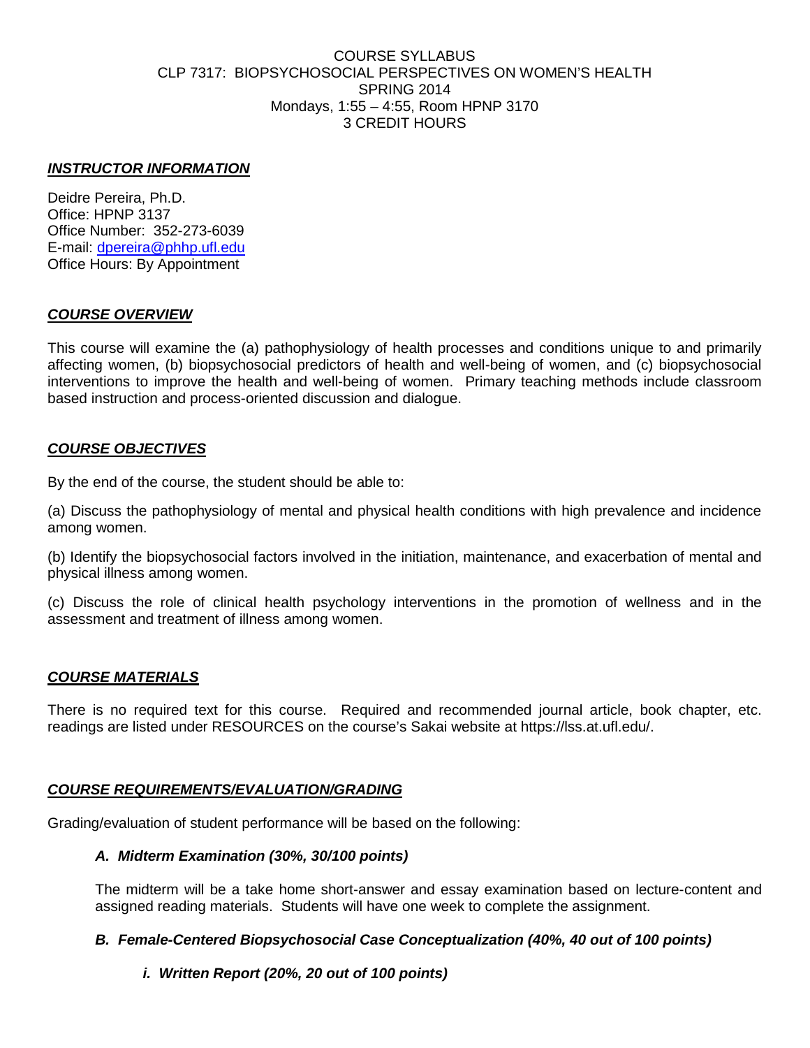COURSE SYLLABUS
CLP 7317: BIOPSYCHOSOCIAL PERSPECTIVES ON WOMEN'S HEALTH
SPRING 2014
Mondays, 1:55 – 4:55, Room HPNP 3170
3 CREDIT HOURS

## ***INSTRUCTOR INFORMATION***

Deidre Pereira, Ph.D.
Office: HPNP 3137
Office Number: 352-273-6039
E-mail: dpereira@phhp.ufl.edu
Office Hours: By Appointment

## ***COURSE OVERVIEW***

This course will examine the (a) pathophysiology of health processes and conditions unique to and primarily affecting women, (b) biopsychosocial predictors of health and well-being of women, and (c) biopsychosocial interventions to improve the health and well-being of women. Primary teaching methods include classroom based instruction and process-oriented discussion and dialogue.

## ***COURSE OBJECTIVES***

By the end of the course, the student should be able to:

(a) Discuss the pathophysiology of mental and physical health conditions with high prevalence and incidence among women.

(b) Identify the biopsychosocial factors involved in the initiation, maintenance, and exacerbation of mental and physical illness among women.

(c) Discuss the role of clinical health psychology interventions in the promotion of wellness and in the assessment and treatment of illness among women.

## ***COURSE MATERIALS***

There is no required text for this course. Required and recommended journal article, book chapter, etc. readings are listed under RESOURCES on the course's Sakai website at https://lss.at.ufl.edu/.

## ***COURSE REQUIREMENTS/EVALUATION/GRADING***

Grading/evaluation of student performance will be based on the following:

### ***A. Midterm Examination (30%, 30/100 points)***

The midterm will be a take home short-answer and essay examination based on lecture-content and assigned reading materials. Students will have one week to complete the assignment.

### ***B. Female-Centered Biopsychosocial Case Conceptualization (40%, 40 out of 100 points)***

#### ***i. Written Report (20%, 20 out of 100 points)***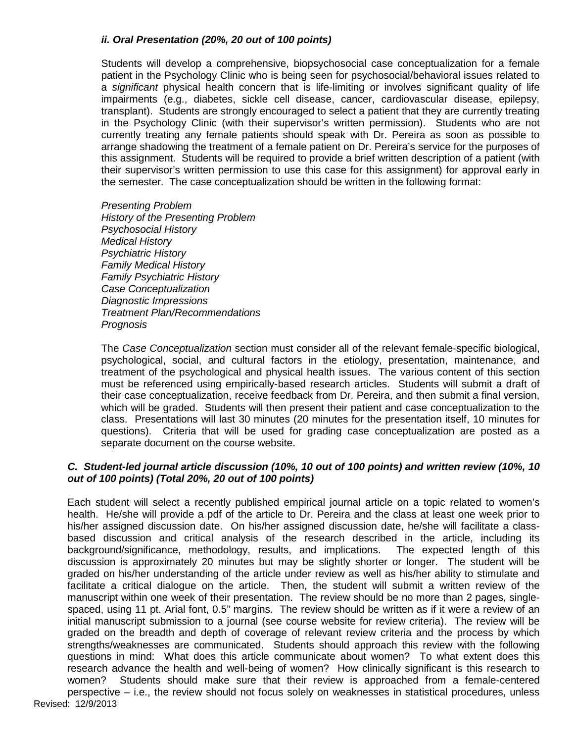***ii. Oral Presentation (20%, 20 out of 100 points)***

Students will develop a comprehensive, biopsychosocial case conceptualization for a female patient in the Psychology Clinic who is being seen for psychosocial/behavioral issues related to a *significant* physical health concern that is life-limiting or involves significant quality of life impairments (e.g., diabetes, sickle cell disease, cancer, cardiovascular disease, epilepsy, transplant). Students are strongly encouraged to select a patient that they are currently treating in the Psychology Clinic (with their supervisor's written permission). Students who are not currently treating any female patients should speak with Dr. Pereira as soon as possible to arrange shadowing the treatment of a female patient on Dr. Pereira's service for the purposes of this assignment. Students will be required to provide a brief written description of a patient (with their supervisor's written permission to use this case for this assignment) for approval early in the semester. The case conceptualization should be written in the following format:

*Presenting Problem*
*History of the Presenting Problem*
*Psychosocial History*
*Medical History*
*Psychiatric History*
*Family Medical History*
*Family Psychiatric History*
*Case Conceptualization*
*Diagnostic Impressions*
*Treatment Plan/Recommendations*
*Prognosis*

The *Case Conceptualization* section must consider all of the relevant female-specific biological, psychological, social, and cultural factors in the etiology, presentation, maintenance, and treatment of the psychological and physical health issues. The various content of this section must be referenced using empirically-based research articles. Students will submit a draft of their case conceptualization, receive feedback from Dr. Pereira, and then submit a final version, which will be graded. Students will then present their patient and case conceptualization to the class. Presentations will last 30 minutes (20 minutes for the presentation itself, 10 minutes for questions). Criteria that will be used for grading case conceptualization are posted as a separate document on the course website.

***C. Student-led journal article discussion (10%, 10 out of 100 points) and written review (10%, 10 out of 100 points) (Total 20%, 20 out of 100 points)***

Each student will select a recently published empirical journal article on a topic related to women's health. He/she will provide a pdf of the article to Dr. Pereira and the class at least one week prior to his/her assigned discussion date. On his/her assigned discussion date, he/she will facilitate a class-based discussion and critical analysis of the research described in the article, including its background/significance, methodology, results, and implications. The expected length of this discussion is approximately 20 minutes but may be slightly shorter or longer. The student will be graded on his/her understanding of the article under review as well as his/her ability to stimulate and facilitate a critical dialogue on the article. Then, the student will submit a written review of the manuscript within one week of their presentation. The review should be no more than 2 pages, single-spaced, using 11 pt. Arial font, 0.5" margins. The review should be written as if it were a review of an initial manuscript submission to a journal (see course website for review criteria). The review will be graded on the breadth and depth of coverage of relevant review criteria and the process by which strengths/weaknesses are communicated. Students should approach this review with the following questions in mind: What does this article communicate about women? To what extent does this research advance the health and well-being of women? How clinically significant is this research to women? Students should make sure that their review is approached from a female-centered perspective – i.e., the review should not focus solely on weaknesses in statistical procedures, unless

Revised: 12/9/2013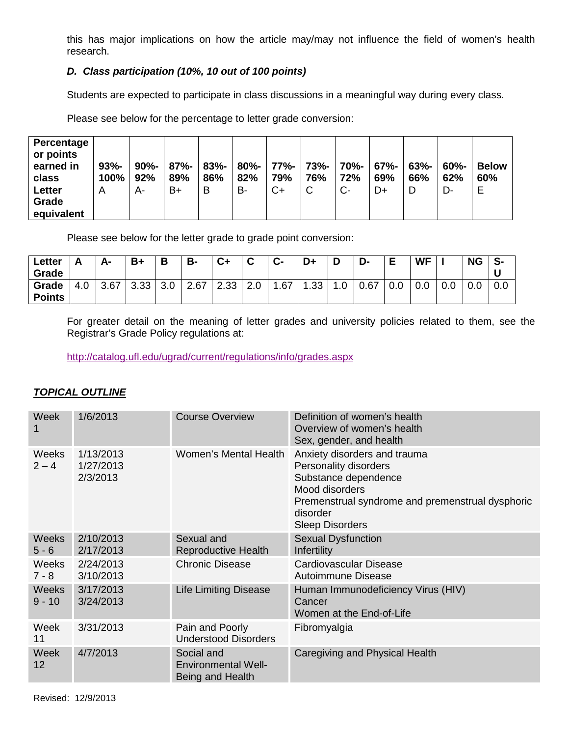this has major implications on how the article may/may not influence the field of women's health research.

### *D. Class participation (10%, 10 out of 100 points)*

Students are expected to participate in class discussions in a meaningful way during every class.

Please see below for the percentage to letter grade conversion:

| Percentage or points earned in class | 93%-100% | 90%-92% | 87%-89% | 83%-86% | 80%-82% | 77%-79% | 73%-76% | 70%-72% | 67%-69% | 63%-66% | 60%-62% | Below 60% |
|---|---|---|---|---|---|---|---|---|---|---|---|---|
| Letter Grade equivalent | A | A- | B+ | B | B- | C+ | C | C- | D+ | D | D- | E |

Please see below for the letter grade to grade point conversion:

| Letter Grade | A | A- | B+ | B | B- | C+ | C | C- | D+ | D | D- | E | WF | I | NG | S-U |
|---|---|---|---|---|---|---|---|---|---|---|---|---|---|---|---|---|
| Grade Points | 4.0 | 3.67 | 3.33 | 3.0 | 2.67 | 2.33 | 2.0 | 1.67 | 1.33 | 1.0 | 0.67 | 0.0 | 0.0 | 0.0 | 0.0 | 0.0 |

For greater detail on the meaning of letter grades and university policies related to them, see the Registrar's Grade Policy regulations at:

http://catalog.ufl.edu/ugrad/current/regulations/info/grades.aspx

## ***TOPICAL OUTLINE***

| Week | Date | Topic | Subtopics |
|---|---|---|---|
| Week 1 | 1/6/2013 | Course Overview | Definition of women's health<br>Overview of women's health<br>Sex, gender, and health |
| Weeks 2 – 4 | 1/13/2013<br>1/27/2013<br>2/3/2013 | Women's Mental Health | Anxiety disorders and trauma<br>Personality disorders<br>Substance dependence<br>Mood disorders<br>Premenstrual syndrome and premenstrual dysphoric disorder<br>Sleep Disorders |
| Weeks 5 - 6 | 2/10/2013<br>2/17/2013 | Sexual and Reproductive Health | Sexual Dysfunction<br>Infertility |
| Weeks 7 - 8 | 2/24/2013<br>3/10/2013 | Chronic Disease | Cardiovascular Disease<br>Autoimmune Disease |
| Weeks 9 - 10 | 3/17/2013<br>3/24/2013 | Life Limiting Disease | Human Immunodeficiency Virus (HIV)<br>Cancer<br>Women at the End-of-Life |
| Week 11 | 3/31/2013 | Pain and Poorly Understood Disorders | Fibromyalgia |
| Week 12 | 4/7/2013 | Social and Environmental Well-Being and Health | Caregiving and Physical Health |

Revised: 12/9/2013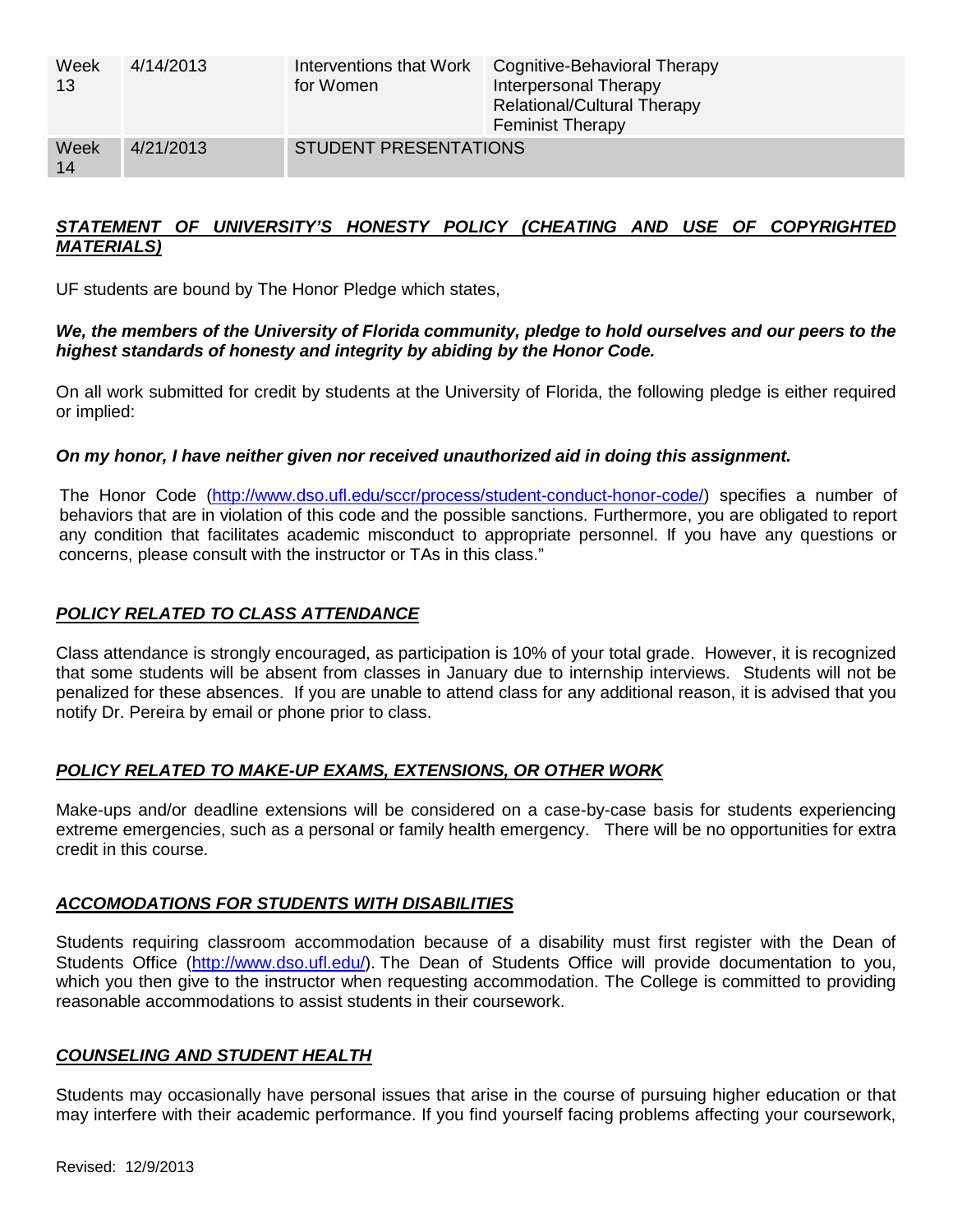| Week 13 | 4/14/2013 | Interventions that Work for Women | Cognitive-Behavioral Therapy<br>Interpersonal Therapy<br>Relational/Cultural Therapy<br>Feminist Therapy |
|---|---|---|---|
| Week 14 | 4/21/2013 | STUDENT PRESENTATIONS | |

## ***STATEMENT OF UNIVERSITY'S HONESTY POLICY (CHEATING AND USE OF COPYRIGHTED MATERIALS)***

UF students are bound by The Honor Pledge which states,

***We, the members of the University of Florida community, pledge to hold ourselves and our peers to the highest standards of honesty and integrity by abiding by the Honor Code.***

On all work submitted for credit by students at the University of Florida, the following pledge is either required or implied:

***On my honor, I have neither given nor received unauthorized aid in doing this assignment.***

The Honor Code (http://www.dso.ufl.edu/sccr/process/student-conduct-honor-code/) specifies a number of behaviors that are in violation of this code and the possible sanctions. Furthermore, you are obligated to report any condition that facilitates academic misconduct to appropriate personnel. If you have any questions or concerns, please consult with the instructor or TAs in this class."

## ***POLICY RELATED TO CLASS ATTENDANCE***

Class attendance is strongly encouraged, as participation is 10% of your total grade. However, it is recognized that some students will be absent from classes in January due to internship interviews. Students will not be penalized for these absences. If you are unable to attend class for any additional reason, it is advised that you notify Dr. Pereira by email or phone prior to class.

## ***POLICY RELATED TO MAKE-UP EXAMS, EXTENSIONS, OR OTHER WORK***

Make-ups and/or deadline extensions will be considered on a case-by-case basis for students experiencing extreme emergencies, such as a personal or family health emergency. There will be no opportunities for extra credit in this course.

## ***ACCOMODATIONS FOR STUDENTS WITH DISABILITIES***

Students requiring classroom accommodation because of a disability must first register with the Dean of Students Office (http://www.dso.ufl.edu/). The Dean of Students Office will provide documentation to you, which you then give to the instructor when requesting accommodation. The College is committed to providing reasonable accommodations to assist students in their coursework.

## ***COUNSELING AND STUDENT HEALTH***

Students may occasionally have personal issues that arise in the course of pursuing higher education or that may interfere with their academic performance. If you find yourself facing problems affecting your coursework,

Revised: 12/9/2013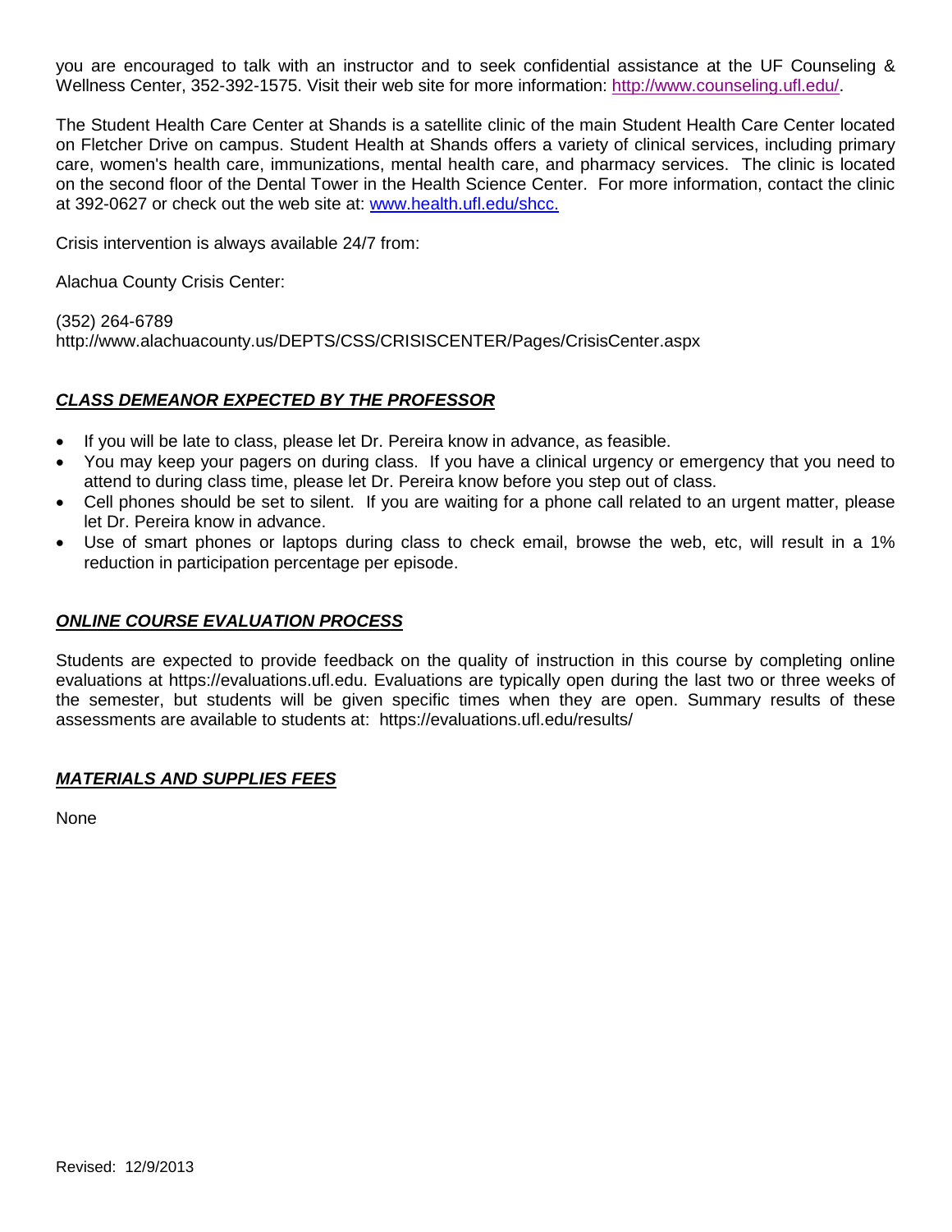you are encouraged to talk with an instructor and to seek confidential assistance at the UF Counseling & Wellness Center, 352-392-1575. Visit their web site for more information: [http://www.counseling.ufl.edu/](http://www.counseling.ufl.edu/).

The Student Health Care Center at Shands is a satellite clinic of the main Student Health Care Center located on Fletcher Drive on campus. Student Health at Shands offers a variety of clinical services, including primary care, women's health care, immunizations, mental health care, and pharmacy services. The clinic is located on the second floor of the Dental Tower in the Health Science Center. For more information, contact the clinic at 392-0627 or check out the web site at: [www.health.ufl.edu/shcc.](www.health.ufl.edu/shcc)

Crisis intervention is always available 24/7 from:

Alachua County Crisis Center:

(352) 264-6789
http://www.alachuacounty.us/DEPTS/CSS/CRISISCENTER/Pages/CrisisCenter.aspx

## ***CLASS DEMEANOR EXPECTED BY THE PROFESSOR***

- If you will be late to class, please let Dr. Pereira know in advance, as feasible.
- You may keep your pagers on during class. If you have a clinical urgency or emergency that you need to attend to during class time, please let Dr. Pereira know before you step out of class.
- Cell phones should be set to silent. If you are waiting for a phone call related to an urgent matter, please let Dr. Pereira know in advance.
- Use of smart phones or laptops during class to check email, browse the web, etc, will result in a 1% reduction in participation percentage per episode.

## ***ONLINE COURSE EVALUATION PROCESS***

Students are expected to provide feedback on the quality of instruction in this course by completing online evaluations at https://evaluations.ufl.edu. Evaluations are typically open during the last two or three weeks of the semester, but students will be given specific times when they are open. Summary results of these assessments are available to students at: https://evaluations.ufl.edu/results/

## ***MATERIALS AND SUPPLIES FEES***

None

Revised: 12/9/2013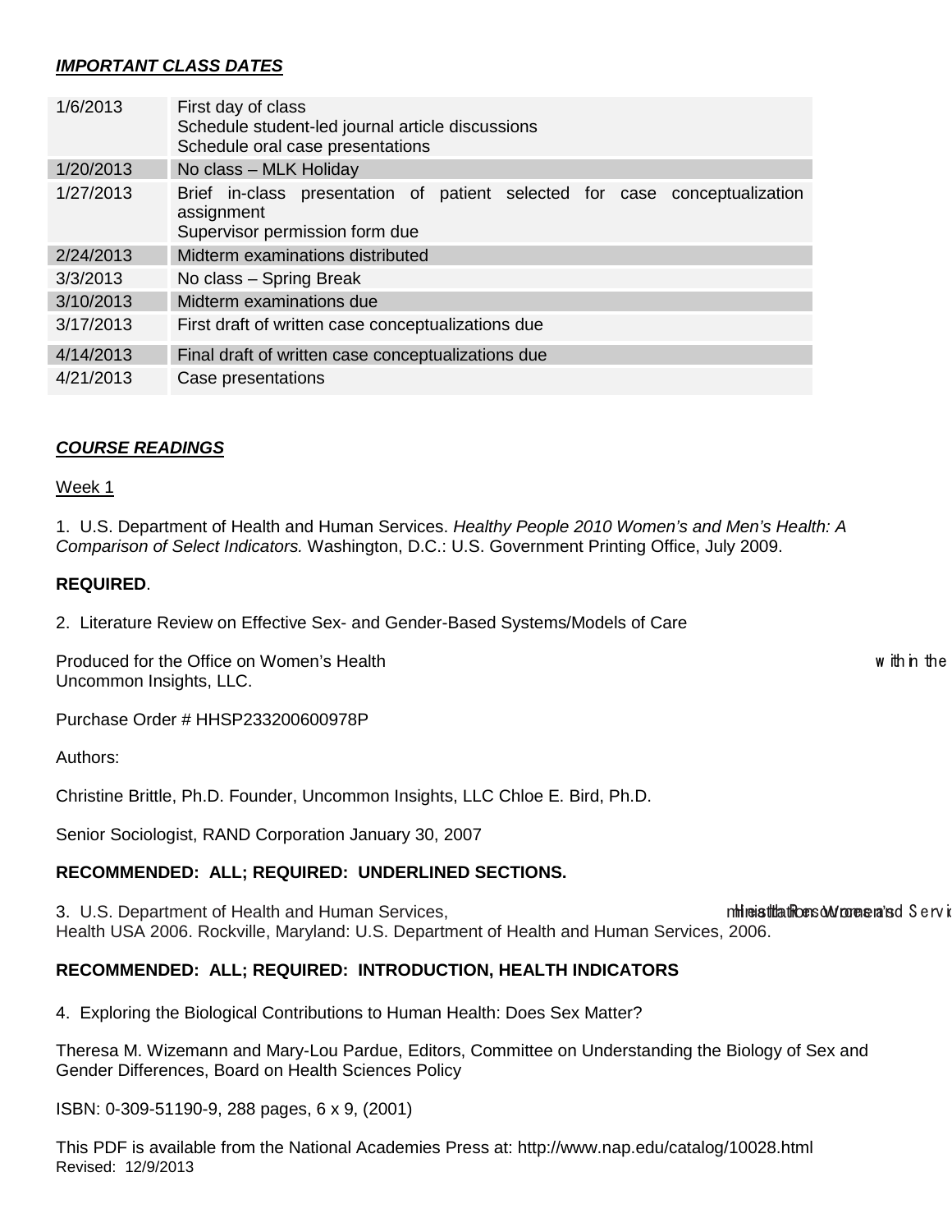***IMPORTANT CLASS DATES***

| | |
|---|---|
| 1/6/2013 | First day of class<br>Schedule student-led journal article discussions<br>Schedule oral case presentations |
| 1/20/2013 | No class – MLK Holiday |
| 1/27/2013 | Brief in-class presentation of patient selected for case conceptualization assignment<br>Supervisor permission form due |
| 2/24/2013 | Midterm examinations distributed |
| 3/3/2013 | No class – Spring Break |
| 3/10/2013 | Midterm examinations due |
| 3/17/2013 | First draft of written case conceptualizations due |
| 4/14/2013 | Final draft of written case conceptualizations due |
| 4/21/2013 | Case presentations |

***COURSE READINGS***

Week 1

1. U.S. Department of Health and Human Services. *Healthy People 2010 Women's and Men's Health: A Comparison of Select Indicators.* Washington, D.C.: U.S. Government Printing Office, July 2009.

**REQUIRED**.

2. Literature Review on Effective Sex- and Gender-Based Systems/Models of Care

Produced for the Office on Women's Health within the Uncommon Insights, LLC.

Purchase Order # HHSP233200600978P

Authors:

Christine Brittle, Ph.D. Founder, Uncommon Insights, LLC Chloe E. Bird, Ph.D.

Senior Sociologist, RAND Corporation January 30, 2007

**RECOMMENDED: ALL; REQUIRED: UNDERLINED SECTIONS.**

3. U.S. Department of Health and Human Services, Health Resources and Services Administration. Women's Health USA 2006. Rockville, Maryland: U.S. Department of Health and Human Services, 2006.

**RECOMMENDED: ALL; REQUIRED: INTRODUCTION, HEALTH INDICATORS**

4. Exploring the Biological Contributions to Human Health: Does Sex Matter?

Theresa M. Wizemann and Mary-Lou Pardue, Editors, Committee on Understanding the Biology of Sex and Gender Differences, Board on Health Sciences Policy

ISBN: 0-309-51190-9, 288 pages, 6 x 9, (2001)

This PDF is available from the National Academies Press at: http://www.nap.edu/catalog/10028.html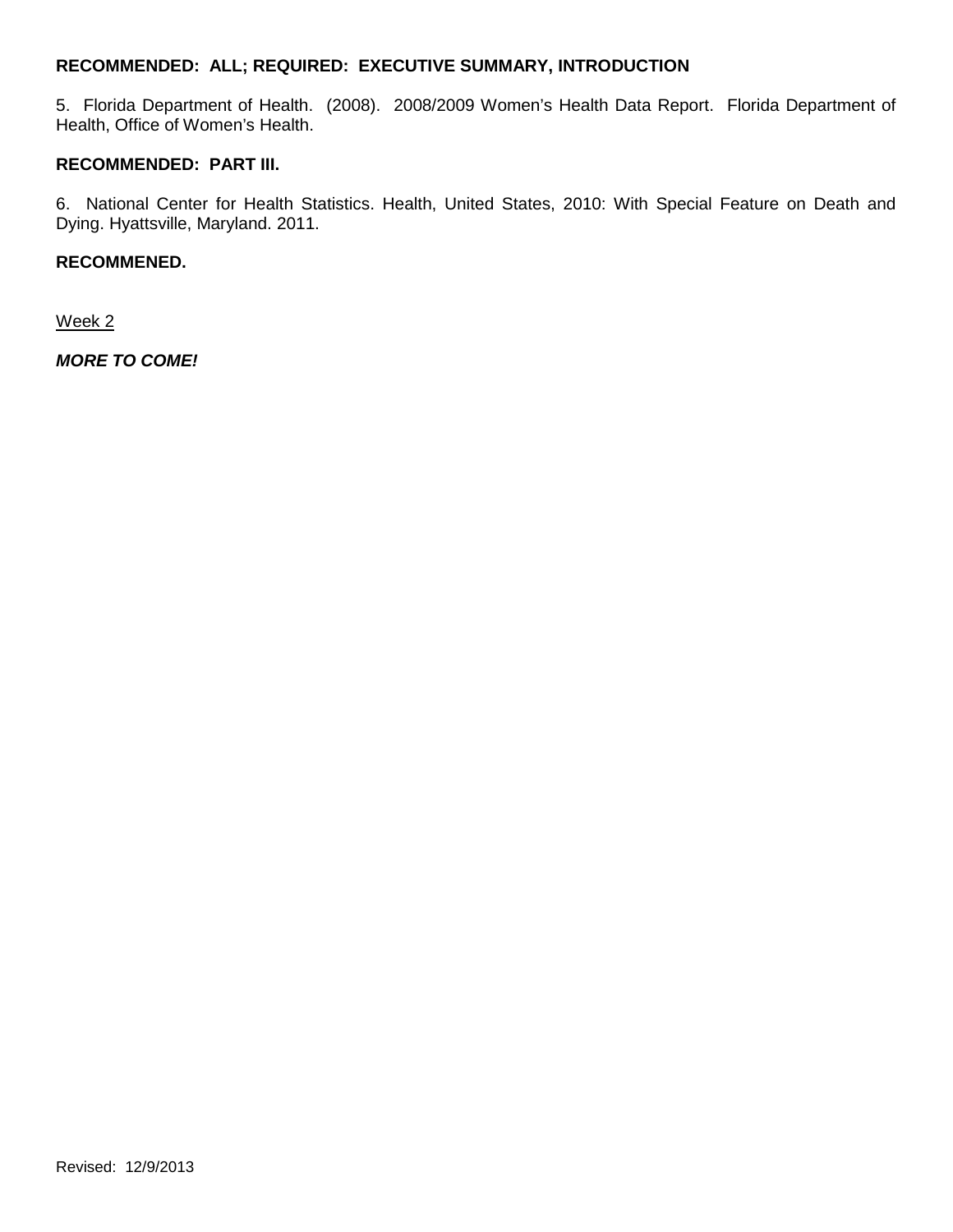**RECOMMENDED: ALL; REQUIRED: EXECUTIVE SUMMARY, INTRODUCTION**

5. Florida Department of Health. (2008). 2008/2009 Women's Health Data Report. Florida Department of Health, Office of Women's Health.

**RECOMMENDED: PART III.**

6. National Center for Health Statistics. Health, United States, 2010: With Special Feature on Death and Dying. Hyattsville, Maryland. 2011.

**RECOMMENED.**

<u>Week 2</u>

***MORE TO COME!***

Revised: 12/9/2013